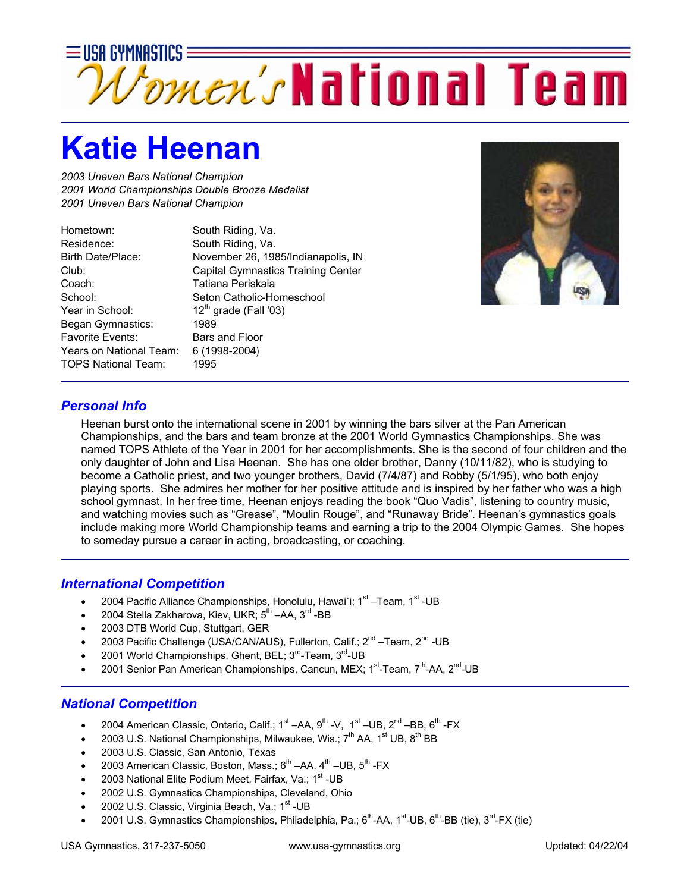USA GYMNASTICS

# Women's National Team

## Katie Heenan

*2003 Uneven Bars National Champion*
*2001 World Championships Double Bronze Medalist*
*2001 Uneven Bars National Champion*

| | |
|---|---|
| Hometown: | South Riding, Va. |
| Residence: | South Riding, Va. |
| Birth Date/Place: | November 26, 1985/Indianapolis, IN |
| Club: | Capital Gymnastics Training Center |
| Coach: | Tatiana Periskaia |
| School: | Seton Catholic-Homeschool |
| Year in School: | 12th grade (Fall '03) |
| Began Gymnastics: | 1989 |
| Favorite Events: | Bars and Floor |
| Years on National Team: | 6 (1998-2004) |
| TOPS National Team: | 1995 |

### *Personal Info*

Heenan burst onto the international scene in 2001 by winning the bars silver at the Pan American Championships, and the bars and team bronze at the 2001 World Gymnastics Championships. She was named TOPS Athlete of the Year in 2001 for her accomplishments. She is the second of four children and the only daughter of John and Lisa Heenan. She has one older brother, Danny (10/11/82), who is studying to become a Catholic priest, and two younger brothers, David (7/4/87) and Robby (5/1/95), who both enjoy playing sports. She admires her mother for her positive attitude and is inspired by her father who was a high school gymnast. In her free time, Heenan enjoys reading the book "Quo Vadis", listening to country music, and watching movies such as "Grease", "Moulin Rouge", and "Runaway Bride". Heenan's gymnastics goals include making more World Championship teams and earning a trip to the 2004 Olympic Games. She hopes to someday pursue a career in acting, broadcasting, or coaching.

### *International Competition*

- 2004 Pacific Alliance Championships, Honolulu, Hawai`i; 1st –Team, 1st -UB
- 2004 Stella Zakharova, Kiev, UKR; 5th –AA, 3rd -BB
- 2003 DTB World Cup, Stuttgart, GER
- 2003 Pacific Challenge (USA/CAN/AUS), Fullerton, Calif.; 2nd –Team, 2nd -UB
- 2001 World Championships, Ghent, BEL; 3rd-Team, 3rd-UB
- 2001 Senior Pan American Championships, Cancun, MEX; 1st-Team, 7th-AA, 2nd-UB

### *National Competition*

- 2004 American Classic, Ontario, Calif.; 1st –AA, 9th -V, 1st –UB, 2nd –BB, 6th -FX
- 2003 U.S. National Championships, Milwaukee, Wis.; 7th AA, 1st UB, 8th BB
- 2003 U.S. Classic, San Antonio, Texas
- 2003 American Classic, Boston, Mass.; 6th –AA, 4th –UB, 5th -FX
- 2003 National Elite Podium Meet, Fairfax, Va.; 1st -UB
- 2002 U.S. Gymnastics Championships, Cleveland, Ohio
- 2002 U.S. Classic, Virginia Beach, Va.; 1st -UB
- 2001 U.S. Gymnastics Championships, Philadelphia, Pa.; 6th-AA, 1st-UB, 6th-BB (tie), 3rd-FX (tie)

USA Gymnastics, 317-237-5050 www.usa-gymnastics.org Updated: 04/22/04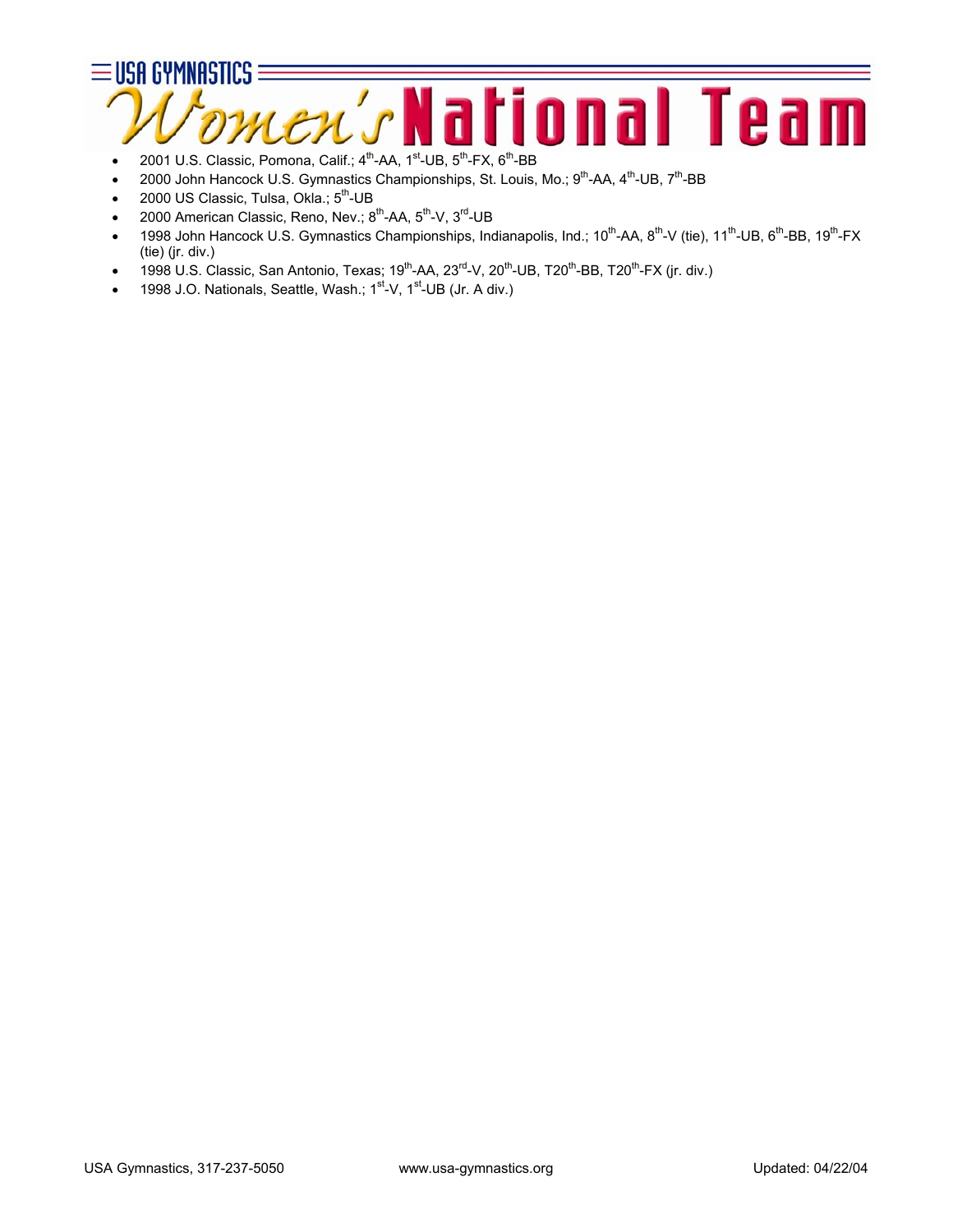- 2001 U.S. Classic, Pomona, Calif.; 4th-AA, 1st-UB, 5th-FX, 6th-BB
- 2000 John Hancock U.S. Gymnastics Championships, St. Louis, Mo.; 9th-AA, 4th-UB, 7th-BB
- 2000 US Classic, Tulsa, Okla.; 5th-UB
- 2000 American Classic, Reno, Nev.; 8th-AA, 5th-V, 3rd-UB
- 1998 John Hancock U.S. Gymnastics Championships, Indianapolis, Ind.; 10th-AA, 8th-V (tie), 11th-UB, 6th-BB, 19th-FX (tie) (jr. div.)
- 1998 U.S. Classic, San Antonio, Texas; 19th-AA, 23rd-V, 20th-UB, T20th-BB, T20th-FX (jr. div.)
- 1998 J.O. Nationals, Seattle, Wash.; 1st-V, 1st-UB (Jr. A div.)